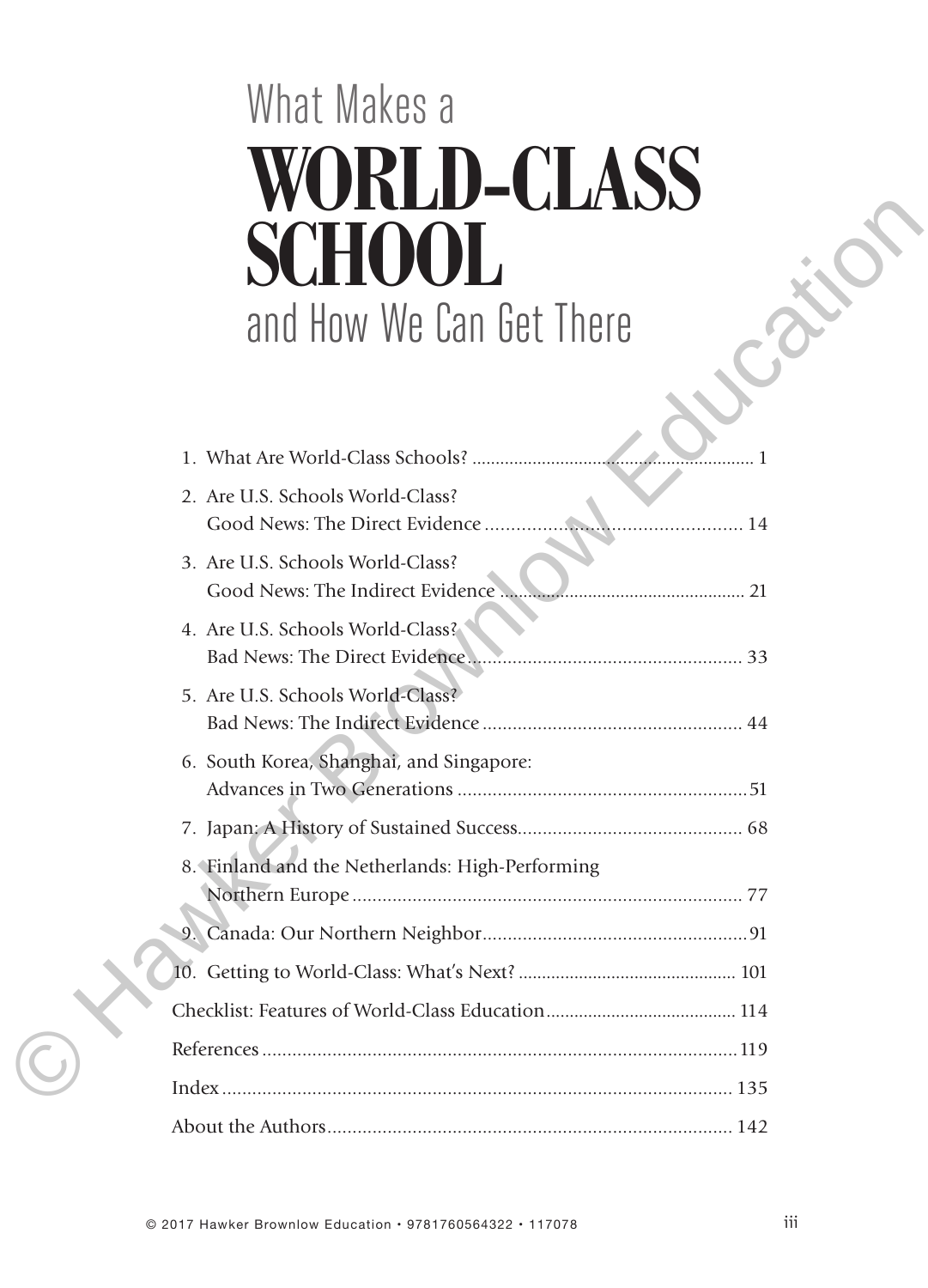# What Makes a WORLD-CLASS SCHOOL and How We Can Get There

1. What Are World-Class Schools? ........................................................ 1
2. Are U.S. Schools World-Class?
   Good News: The Direct Evidence ............................................ 14
3. Are U.S. Schools World-Class?
   Good News: The Indirect Evidence ......................................... 21
4. Are U.S. Schools World-Class?
   Bad News: The Direct Evidence .............................................. 33
5. Are U.S. Schools World-Class?
   Bad News: The Indirect Evidence ............................................ 44
6. South Korea, Shanghai, and Singapore:
   Advances in Two Generations .................................................. 51
7. Japan: A History of Sustained Success........................................ 68
8. Finland and the Netherlands: High-Performing
   Northern Europe ...................................................................... 77
9. Canada: Our Northern Neighbor................................................ 91
10. Getting to World-Class: What's Next? ...................................... 101

Checklist: Features of World-Class Education.................................. 114

References ....................................................................................... 119

Index ............................................................................................... 135

About the Authors............................................................................ 142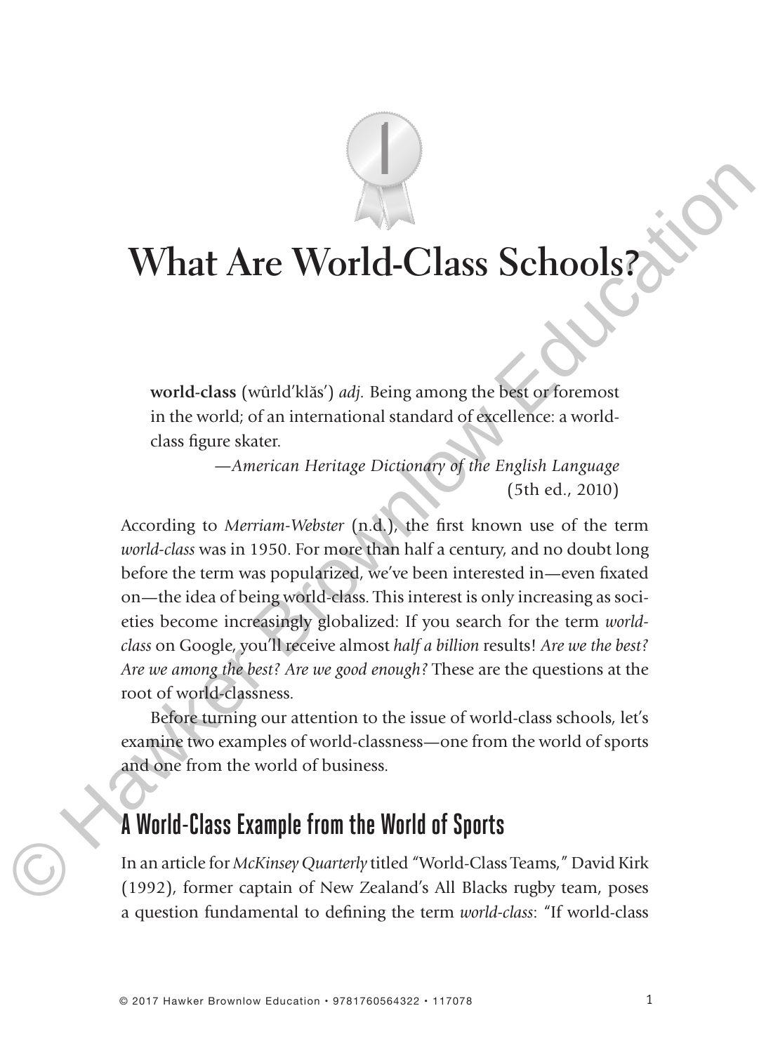# What Are World-Class Schools?

> **world-class** (wûrld′klăs′) *adj.* Being among the best or foremost in the world; of an international standard of excellence: a world-class figure skater.
>
> —*American Heritage Dictionary of the English Language* (5th ed., 2010)

According to *Merriam-Webster* (n.d.), the first known use of the term *world-class* was in 1950. For more than half a century, and no doubt long before the term was popularized, we've been interested in—even fixated on—the idea of being world-class. This interest is only increasing as societies become increasingly globalized: If you search for the term *world-class* on Google, you'll receive almost *half a billion* results! *Are we the best? Are we among the best? Are we good enough?* These are the questions at the root of world-classness.

Before turning our attention to the issue of world-class schools, let's examine two examples of world-classness—one from the world of sports and one from the world of business.

## A World-Class Example from the World of Sports

In an article for *McKinsey Quarterly* titled "World-Class Teams," David Kirk (1992), former captain of New Zealand's All Blacks rugby team, poses a question fundamental to defining the term *world-class*: "If world-class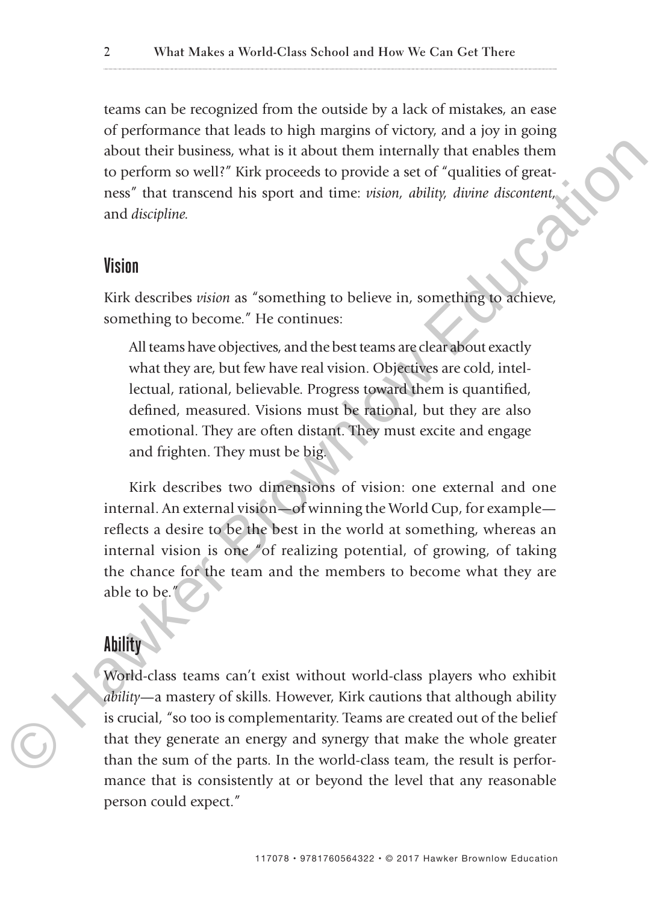teams can be recognized from the outside by a lack of mistakes, an ease of performance that leads to high margins of victory, and a joy in going about their business, what is it about them internally that enables them to perform so well?" Kirk proceeds to provide a set of "qualities of greatness" that transcend his sport and time: *vision, ability, divine discontent,* and *discipline.*

## Vision

Kirk describes *vision* as "something to believe in, something to achieve, something to become." He continues:

> All teams have objectives, and the best teams are clear about exactly what they are, but few have real vision. Objectives are cold, intellectual, rational, believable. Progress toward them is quantified, defined, measured. Visions must be rational, but they are also emotional. They are often distant. They must excite and engage and frighten. They must be big.

Kirk describes two dimensions of vision: one external and one internal. An external vision—of winning the World Cup, for example—reflects a desire to be the best in the world at something, whereas an internal vision is one "of realizing potential, of growing, of taking the chance for the team and the members to become what they are able to be."

## Ability

World-class teams can't exist without world-class players who exhibit *ability*—a mastery of skills. However, Kirk cautions that although ability is crucial, "so too is complementarity. Teams are created out of the belief that they generate an energy and synergy that make the whole greater than the sum of the parts. In the world-class team, the result is performance that is consistently at or beyond the level that any reasonable person could expect."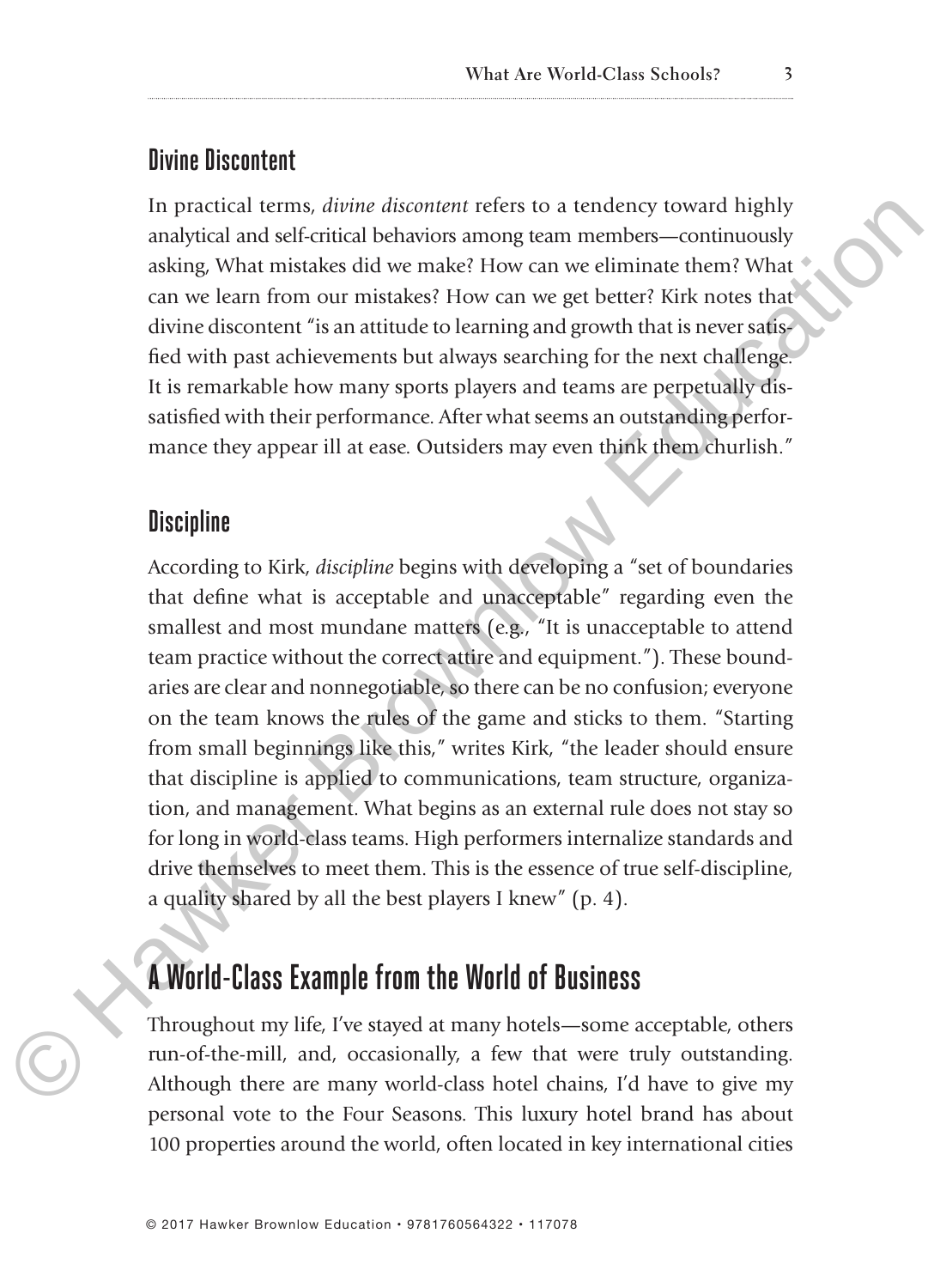### Divine Discontent

In practical terms, *divine discontent* refers to a tendency toward highly analytical and self-critical behaviors among team members—continuously asking, What mistakes did we make? How can we eliminate them? What can we learn from our mistakes? How can we get better? Kirk notes that divine discontent "is an attitude to learning and growth that is never satisfied with past achievements but always searching for the next challenge. It is remarkable how many sports players and teams are perpetually dissatisfied with their performance. After what seems an outstanding performance they appear ill at ease. Outsiders may even think them churlish."

### Discipline

According to Kirk, *discipline* begins with developing a "set of boundaries that define what is acceptable and unacceptable" regarding even the smallest and most mundane matters (e.g., "It is unacceptable to attend team practice without the correct attire and equipment."). These boundaries are clear and nonnegotiable, so there can be no confusion; everyone on the team knows the rules of the game and sticks to them. "Starting from small beginnings like this," writes Kirk, "the leader should ensure that discipline is applied to communications, team structure, organization, and management. What begins as an external rule does not stay so for long in world-class teams. High performers internalize standards and drive themselves to meet them. This is the essence of true self-discipline, a quality shared by all the best players I knew" (p. 4).

## A World-Class Example from the World of Business

Throughout my life, I've stayed at many hotels—some acceptable, others run-of-the-mill, and, occasionally, a few that were truly outstanding. Although there are many world-class hotel chains, I'd have to give my personal vote to the Four Seasons. This luxury hotel brand has about 100 properties around the world, often located in key international cities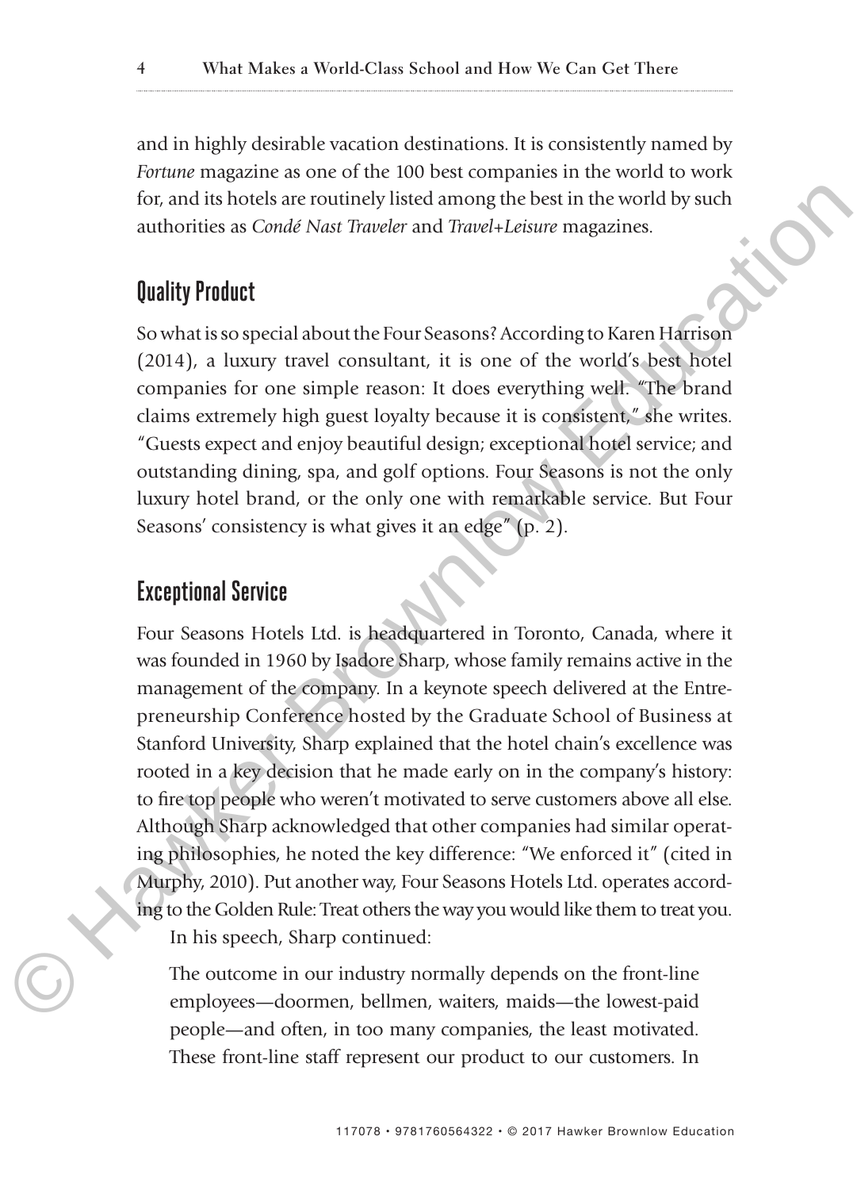and in highly desirable vacation destinations. It is consistently named by *Fortune* magazine as one of the 100 best companies in the world to work for, and its hotels are routinely listed among the best in the world by such authorities as *Condé Nast Traveler* and *Travel+Leisure* magazines.

## Quality Product

So what is so special about the Four Seasons? According to Karen Harrison (2014), a luxury travel consultant, it is one of the world's best hotel companies for one simple reason: It does everything well. "The brand claims extremely high guest loyalty because it is consistent," she writes. "Guests expect and enjoy beautiful design; exceptional hotel service; and outstanding dining, spa, and golf options. Four Seasons is not the only luxury hotel brand, or the only one with remarkable service. But Four Seasons' consistency is what gives it an edge" (p. 2).

## Exceptional Service

Four Seasons Hotels Ltd. is headquartered in Toronto, Canada, where it was founded in 1960 by Isadore Sharp, whose family remains active in the management of the company. In a keynote speech delivered at the Entrepreneurship Conference hosted by the Graduate School of Business at Stanford University, Sharp explained that the hotel chain's excellence was rooted in a key decision that he made early on in the company's history: to fire top people who weren't motivated to serve customers above all else. Although Sharp acknowledged that other companies had similar operating philosophies, he noted the key difference: "We enforced it" (cited in Murphy, 2010). Put another way, Four Seasons Hotels Ltd. operates according to the Golden Rule: Treat others the way you would like them to treat you.

In his speech, Sharp continued:

> The outcome in our industry normally depends on the front-line employees—doormen, bellmen, waiters, maids—the lowest-paid people—and often, in too many companies, the least motivated. These front-line staff represent our product to our customers. In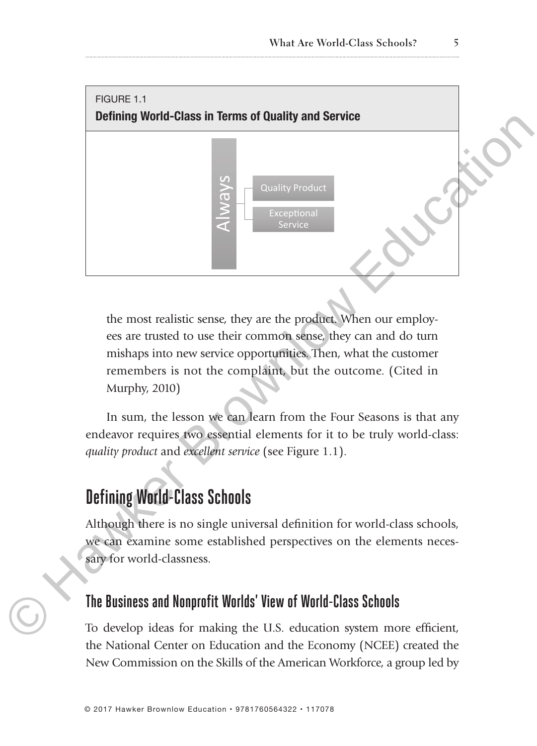FIGURE 1.1

**Defining World-Class in Terms of Quality and Service**

Always

- Quality Product
- Exceptional Service

the most realistic sense, they are the product. When our employees are trusted to use their common sense, they can and do turn mishaps into new service opportunities. Then, what the customer remembers is not the complaint, but the outcome. (Cited in Murphy, 2010)

In sum, the lesson we can learn from the Four Seasons is that any endeavor requires two essential elements for it to be truly world-class: *quality product* and *excellent service* (see Figure 1.1).

## Defining World-Class Schools

Although there is no single universal definition for world-class schools, we can examine some established perspectives on the elements necessary for world-classness.

### The Business and Nonprofit Worlds' View of World-Class Schools

To develop ideas for making the U.S. education system more efficient, the National Center on Education and the Economy (NCEE) created the New Commission on the Skills of the American Workforce, a group led by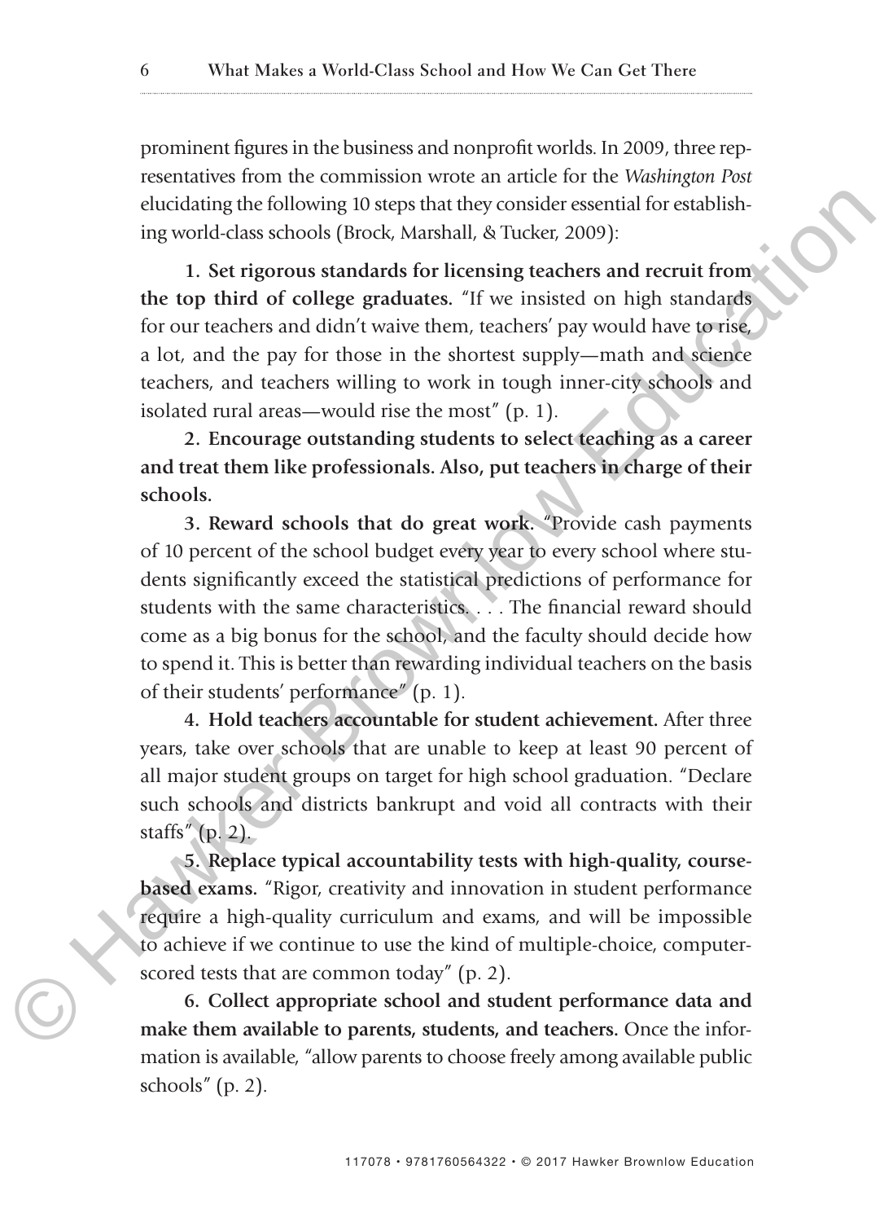prominent figures in the business and nonprofit worlds. In 2009, three representatives from the commission wrote an article for the *Washington Post* elucidating the following 10 steps that they consider essential for establishing world-class schools (Brock, Marshall, & Tucker, 2009):

**1. Set rigorous standards for licensing teachers and recruit from the top third of college graduates.** "If we insisted on high standards for our teachers and didn't waive them, teachers' pay would have to rise, a lot, and the pay for those in the shortest supply—math and science teachers, and teachers willing to work in tough inner-city schools and isolated rural areas—would rise the most" (p. 1).

**2. Encourage outstanding students to select teaching as a career and treat them like professionals. Also, put teachers in charge of their schools.**

**3. Reward schools that do great work.** "Provide cash payments of 10 percent of the school budget every year to every school where students significantly exceed the statistical predictions of performance for students with the same characteristics. . . . The financial reward should come as a big bonus for the school, and the faculty should decide how to spend it. This is better than rewarding individual teachers on the basis of their students' performance" (p. 1).

**4. Hold teachers accountable for student achievement.** After three years, take over schools that are unable to keep at least 90 percent of all major student groups on target for high school graduation. "Declare such schools and districts bankrupt and void all contracts with their staffs" (p. 2).

**5. Replace typical accountability tests with high-quality, course-based exams.** "Rigor, creativity and innovation in student performance require a high-quality curriculum and exams, and will be impossible to achieve if we continue to use the kind of multiple-choice, computer-scored tests that are common today" (p. 2).

**6. Collect appropriate school and student performance data and make them available to parents, students, and teachers.** Once the information is available, "allow parents to choose freely among available public schools" (p. 2).